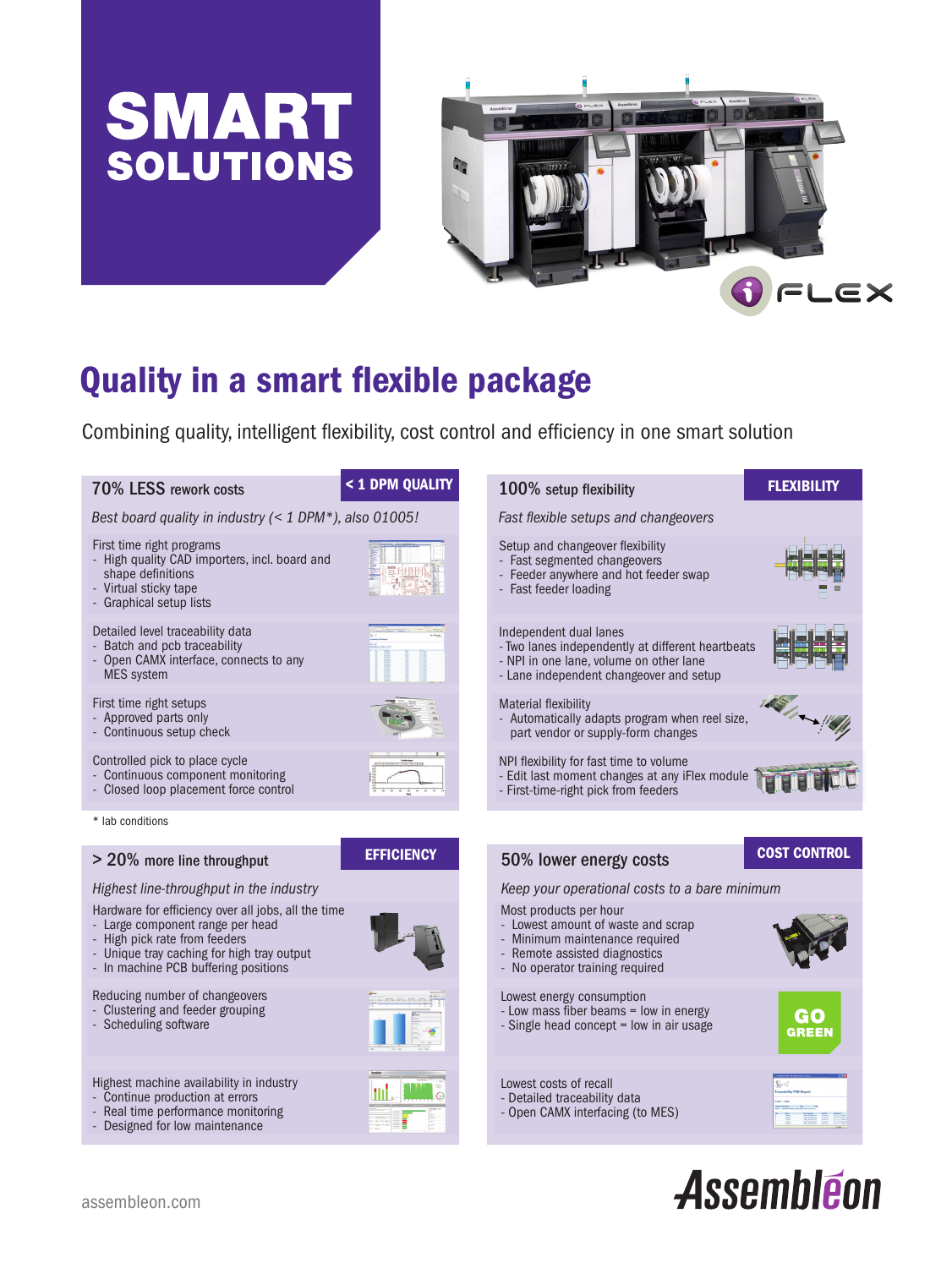# SMART SOLUTIONS

iFLEX

## Quality in a smart flexible package

Combining quality, intelligent flexibility, cost control and efficiency in one smart solution

### < 1 DPM QUALITY

**70% LESS rework costs**

*Best board quality in industry (< 1 DPM*), also 01005!*

First time right programs
- High quality CAD importers, incl. board and shape definitions
- Virtual sticky tape
- Graphical setup lists

Detailed level traceability data
- Batch and pcb traceability
- Open CAMX interface, connects to any MES system

First time right setups
- Approved parts only
- Continuous setup check

Controlled pick to place cycle
- Continuous component monitoring
- Closed loop placement force control

* lab conditions

### FLEXIBILITY

**100% setup flexibility**

*Fast flexible setups and changeovers*

Setup and changeover flexibility
- Fast segmented changeovers
- Feeder anywhere and hot feeder swap
- Fast feeder loading

Independent dual lanes
- Two lanes independently at different heartbeats
- NPI in one lane, volume on other lane
- Lane independent changeover and setup

Material flexibility
- Automatically adapts program when reel size, part vendor or supply-form changes

NPI flexibility for fast time to volume
- Edit last moment changes at any iFlex module
- First-time-right pick from feeders

### EFFICIENCY

**> 20% more line throughput**

*Highest line-throughput in the industry*

Hardware for efficiency over all jobs, all the time
- Large component range per head
- High pick rate from feeders
- Unique tray caching for high tray output
- In machine PCB buffering positions

Reducing number of changeovers
- Clustering and feeder grouping
- Scheduling software

Highest machine availability in industry
- Continue production at errors
- Real time performance monitoring
- Designed for low maintenance

### COST CONTROL

**50% lower energy costs**

*Keep your operational costs to a bare minimum*

Most products per hour
- Lowest amount of waste and scrap
- Minimum maintenance required
- Remote assisted diagnostics
- No operator training required

Lowest energy consumption
- Low mass fiber beams = low in energy
- Single head concept = low in air usage

GO GREEN

Lowest costs of recall
- Detailed traceability data
- Open CAMX interfacing (to MES)

assembleon.com

Assembléon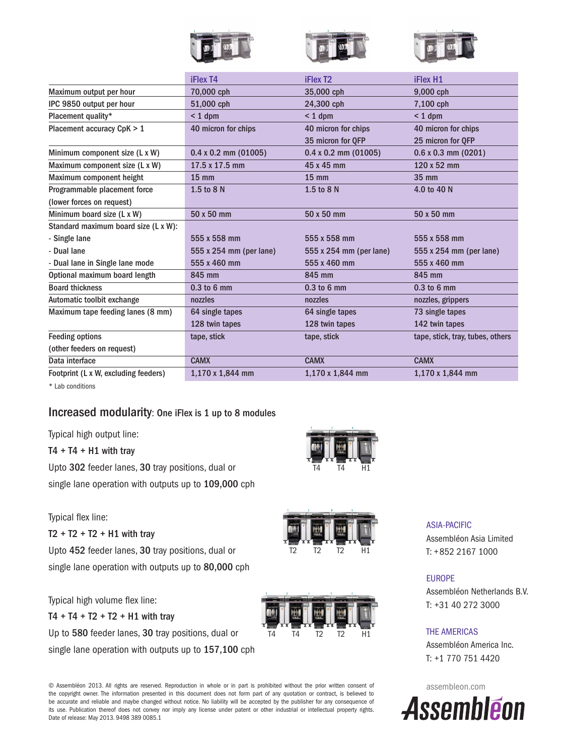| | iFlex T4 | iFlex T2 | iFlex H1 |
|---|---|---|---|
| Maximum output per hour | 70,000 cph | 35,000 cph | 9,000 cph |
| IPC 9850 output per hour | 51,000 cph | 24,300 cph | 7,100 cph |
| Placement quality* | < 1 dpm | < 1 dpm | < 1 dpm |
| Placement accuracy CpK > 1 | 40 micron for chips | 40 micron for chips<br>35 micron for QFP | 40 micron for chips<br>25 micron for QFP |
| Minimum component size (L x W) | 0.4 x 0.2 mm (01005) | 0.4 x 0.2 mm (01005) | 0.6 x 0.3 mm (0201) |
| Maximum component size (L x W) | 17.5 x 17.5 mm | 45 x 45 mm | 120 x 52 mm |
| Maximum component height | 15 mm | 15 mm | 35 mm |
| Programmable placement force<br>(lower forces on request) | 1.5 to 8 N | 1.5 to 8 N | 4.0 to 40 N |
| Minimum board size (L x W) | 50 x 50 mm | 50 x 50 mm | 50 x 50 mm |
| Standard maximum board size (L x W): | | | |
| - Single lane | 555 x 558 mm | 555 x 558 mm | 555 x 558 mm |
| - Dual lane | 555 x 254 mm (per lane) | 555 x 254 mm (per lane) | 555 x 254 mm (per lane) |
| - Dual lane in Single lane mode | 555 x 460 mm | 555 x 460 mm | 555 x 460 mm |
| Optional maximum board length | 845 mm | 845 mm | 845 mm |
| Board thickness | 0.3 to 6 mm | 0.3 to 6 mm | 0.3 to 6 mm |
| Automatic toolbit exchange | nozzles | nozzles | nozzles, grippers |
| Maximum tape feeding lanes (8 mm) | 64 single tapes<br>128 twin tapes | 64 single tapes<br>128 twin tapes | 73 single tapes<br>142 twin tapes |
| Feeding options<br>(other feeders on request) | tape, stick | tape, stick | tape, stick, tray, tubes, others |
| Data interface | CAMX | CAMX | CAMX |
| Footprint (L x W, excluding feeders) | 1,170 x 1,844 mm | 1,170 x 1,844 mm | 1,170 x 1,844 mm |

\* Lab conditions

## Increased modularity: One iFlex is 1 up to 8 modules

Typical high output line:

T4 + T4 + H1 with tray

Upto **302** feeder lanes, **30** tray positions, dual or single lane operation with outputs up to **109,000** cph

T4 T4 H1

Typical flex line:

T2 + T2 + T2 + H1 with tray

Upto **452** feeder lanes, **30** tray positions, dual or single lane operation with outputs up to **80,000** cph

T2 T2 T2 H1

Typical high volume flex line:

T4 + T4 + T2 + T2 + H1 with tray

Up to **580** feeder lanes, **30** tray positions, dual or single lane operation with outputs up to **157,100** cph

T4 T4 T2 T2 H1

ASIA-PACIFIC
Assembléon Asia Limited
T: +852 2167 1000

EUROPE
Assembléon Netherlands B.V.
T: +31 40 272 3000

THE AMERICAS
Assembléon America Inc.
T: +1 770 751 4420

assembleon.com

Assembléon

© Assembléon 2013. All rights are reserved. Reproduction in whole or in part is prohibited without the prior written consent of the copyright owner. The information presented in this document does not form part of any quotation or contract, is believed to be accurate and reliable and maybe changed without notice. No liability will be accepted by the publisher for any consequence of its use. Publication thereof does not convey nor imply any license under patent or other industrial or intellectual property rights. Date of release: May 2013. 9498 389 0085.1